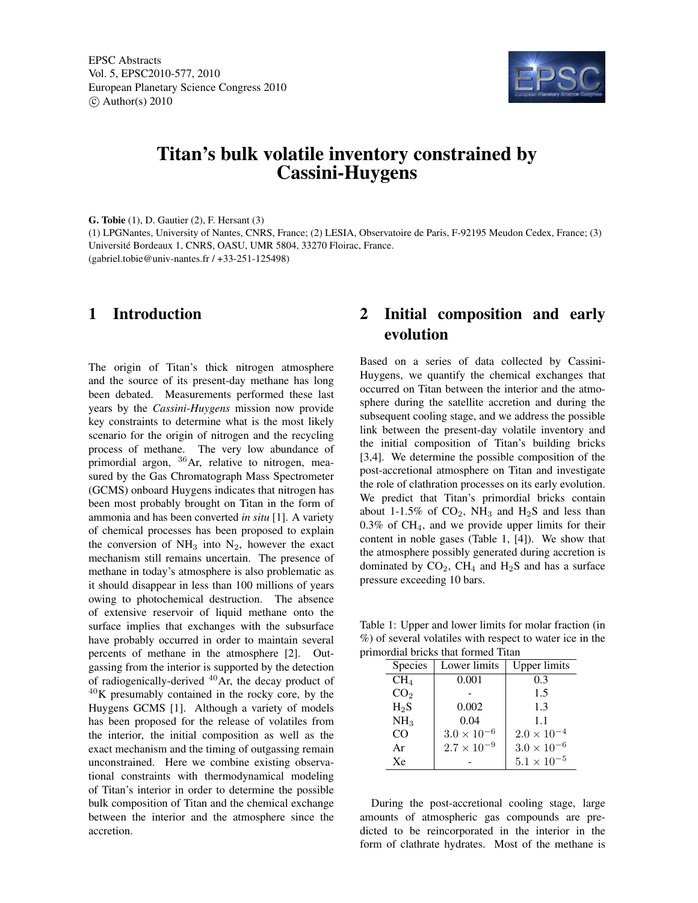EPSC Abstracts
Vol. 5, EPSC2010-577, 2010
European Planetary Science Congress 2010
© Author(s) 2010

# Titan's bulk volatile inventory constrained by Cassini-Huygens

**G. Tobie** (1), D. Gautier (2), F. Hersant (3)

(1) LPGNantes, University of Nantes, CNRS, France; (2) LESIA, Observatoire de Paris, F-92195 Meudon Cedex, France; (3) Université Bordeaux 1, CNRS, OASU, UMR 5804, 33270 Floirac, France.
(gabriel.tobie@univ-nantes.fr / +33-251-125498)

## 1 Introduction

The origin of Titan's thick nitrogen atmosphere and the source of its present-day methane has long been debated. Measurements performed these last years by the *Cassini-Huygens* mission now provide key constraints to determine what is the most likely scenario for the origin of nitrogen and the recycling process of methane. The very low abundance of primordial argon, $^{36}$Ar, relative to nitrogen, measured by the Gas Chromatograph Mass Spectrometer (GCMS) onboard Huygens indicates that nitrogen has been most probably brought on Titan in the form of ammonia and has been converted *in situ* [1]. A variety of chemical processes has been proposed to explain the conversion of $NH_3$ into $N_2$, however the exact mechanism still remains uncertain. The presence of methane in today's atmosphere is also problematic as it should disappear in less than 100 millions of years owing to photochemical destruction. The absence of extensive reservoir of liquid methane onto the surface implies that exchanges with the subsurface have probably occurred in order to maintain several percents of methane in the atmosphere [2]. Outgassing from the interior is supported by the detection of radiogenically-derived $^{40}$Ar, the decay product of $^{40}$K presumably contained in the rocky core, by the Huygens GCMS [1]. Although a variety of models has been proposed for the release of volatiles from the interior, the initial composition as well as the exact mechanism and the timing of outgassing remain unconstrained. Here we combine existing observational constraints with thermodynamical modeling of Titan's interior in order to determine the possible bulk composition of Titan and the chemical exchange between the interior and the atmosphere since the accretion.

## 2 Initial composition and early evolution

Based on a series of data collected by Cassini-Huygens, we quantify the chemical exchanges that occurred on Titan between the interior and the atmosphere during the satellite accretion and during the subsequent cooling stage, and we address the possible link between the present-day volatile inventory and the initial composition of Titan's building bricks [3,4]. We determine the possible composition of the post-accretional atmosphere on Titan and investigate the role of clathration processes on its early evolution. We predict that Titan's primordial bricks contain about 1-1.5% of $CO_2$, $NH_3$ and $H_2S$ and less than 0.3% of $CH_4$, and we provide upper limits for their content in noble gases (Table 1, [4]). We show that the atmosphere possibly generated during accretion is dominated by $CO_2$, $CH_4$ and $H_2S$ and has a surface pressure exceeding 10 bars.

Table 1: Upper and lower limits for molar fraction (in %) of several volatiles with respect to water ice in the primordial bricks that formed Titan

| Species | Lower limits | Upper limits |
|---|---|---|
| $CH_4$ | 0.001 | 0.3 |
| $CO_2$ | - | 1.5 |
| $H_2S$ | 0.002 | 1.3 |
| $NH_3$ | 0.04 | 1.1 |
| CO | $3.0 \times 10^{-6}$ | $2.0 \times 10^{-4}$ |
| Ar | $2.7 \times 10^{-9}$ | $3.0 \times 10^{-6}$ |
| Xe | - | $5.1 \times 10^{-5}$ |

During the post-accretional cooling stage, large amounts of atmospheric gas compounds are predicted to be reincorporated in the interior in the form of clathrate hydrates. Most of the methane is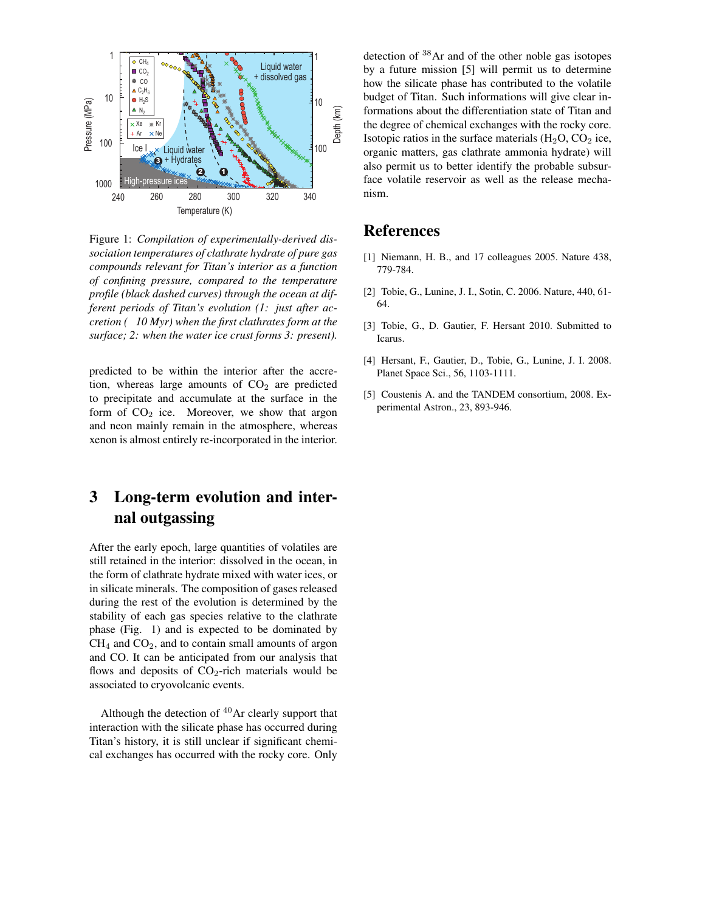1

10

100

1000

Pressure (MPa)

240 260 280 300 320 340

Temperature (K)

1

10

100

Depth (km)

$CH_4$
$CO_2$
CO
$C_2H_6$
$H_2S$
$N_2$

Xe Kr
Ar Ne

Liquid water + dissolved gas

Ice I

Liquid water + Hydrates

High-pressure ices

Figure 1: *Compilation of experimentally-derived dissociation temperatures of clathrate hydrate of pure gas compounds relevant for Titan's interior as a function of confining pressure, compared to the temperature profile (black dashed curves) through the ocean at different periods of Titan's evolution (1: just after accretion ( 10 Myr) when the first clathrates form at the surface; 2: when the water ice crust forms 3: present).*

predicted to be within the interior after the accretion, whereas large amounts of $CO_2$ are predicted to precipitate and accumulate at the surface in the form of $CO_2$ ice. Moreover, we show that argon and neon mainly remain in the atmosphere, whereas xenon is almost entirely re-incorporated in the interior.

## 3 Long-term evolution and internal outgassing

After the early epoch, large quantities of volatiles are still retained in the interior: dissolved in the ocean, in the form of clathrate hydrate mixed with water ices, or in silicate minerals. The composition of gases released during the rest of the evolution is determined by the stability of each gas species relative to the clathrate phase (Fig. 1) and is expected to be dominated by $CH_4$ and $CO_2$, and to contain small amounts of argon and CO. It can be anticipated from our analysis that flows and deposits of $CO_2$-rich materials would be associated to cryovolcanic events.

Although the detection of $^{40}$Ar clearly support that interaction with the silicate phase has occurred during Titan's history, it is still unclear if significant chemical exchanges has occurred with the rocky core. Only detection of $^{38}$Ar and of the other noble gas isotopes by a future mission [5] will permit us to determine how the silicate phase has contributed to the volatile budget of Titan. Such informations will give clear informations about the differentiation state of Titan and the degree of chemical exchanges with the rocky core. Isotopic ratios in the surface materials ($H_2O$, $CO_2$ ice, organic matters, gas clathrate ammonia hydrate) will also permit us to better identify the probable subsurface volatile reservoir as well as the release mechanism.

## References

[1] Niemann, H. B., and 17 colleagues 2005. Nature 438, 779-784.

[2] Tobie, G., Lunine, J. I., Sotin, C. 2006. Nature, 440, 61-64.

[3] Tobie, G., D. Gautier, F. Hersant 2010. Submitted to Icarus.

[4] Hersant, F., Gautier, D., Tobie, G., Lunine, J. I. 2008. Planet Space Sci., 56, 1103-1111.

[5] Coustenis A. and the TANDEM consortium, 2008. Experimental Astron., 23, 893-946.